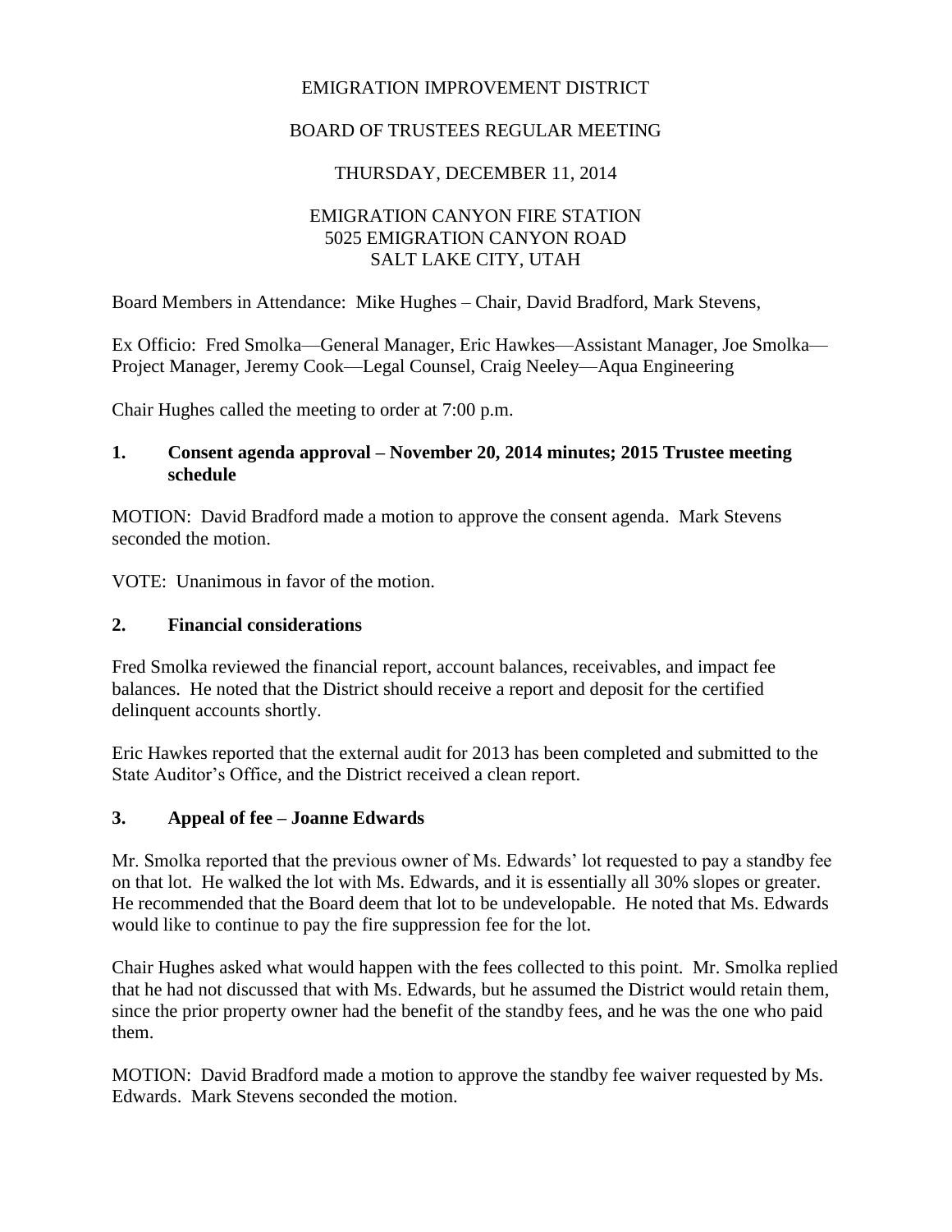EMIGRATION IMPROVEMENT DISTRICT

BOARD OF TRUSTEES REGULAR MEETING

THURSDAY, DECEMBER 11, 2014

EMIGRATION CANYON FIRE STATION
5025 EMIGRATION CANYON ROAD
SALT LAKE CITY, UTAH

Board Members in Attendance: Mike Hughes – Chair, David Bradford, Mark Stevens,

Ex Officio: Fred Smolka—General Manager, Eric Hawkes—Assistant Manager, Joe Smolka—Project Manager, Jeremy Cook—Legal Counsel, Craig Neeley—Aqua Engineering

Chair Hughes called the meeting to order at 7:00 p.m.

### 1. Consent agenda approval – November 20, 2014 minutes; 2015 Trustee meeting schedule

MOTION: David Bradford made a motion to approve the consent agenda. Mark Stevens seconded the motion.

VOTE: Unanimous in favor of the motion.

### 2. Financial considerations

Fred Smolka reviewed the financial report, account balances, receivables, and impact fee balances. He noted that the District should receive a report and deposit for the certified delinquent accounts shortly.

Eric Hawkes reported that the external audit for 2013 has been completed and submitted to the State Auditor's Office, and the District received a clean report.

### 3. Appeal of fee – Joanne Edwards

Mr. Smolka reported that the previous owner of Ms. Edwards' lot requested to pay a standby fee on that lot. He walked the lot with Ms. Edwards, and it is essentially all 30% slopes or greater. He recommended that the Board deem that lot to be undevelopable. He noted that Ms. Edwards would like to continue to pay the fire suppression fee for the lot.

Chair Hughes asked what would happen with the fees collected to this point. Mr. Smolka replied that he had not discussed that with Ms. Edwards, but he assumed the District would retain them, since the prior property owner had the benefit of the standby fees, and he was the one who paid them.

MOTION: David Bradford made a motion to approve the standby fee waiver requested by Ms. Edwards. Mark Stevens seconded the motion.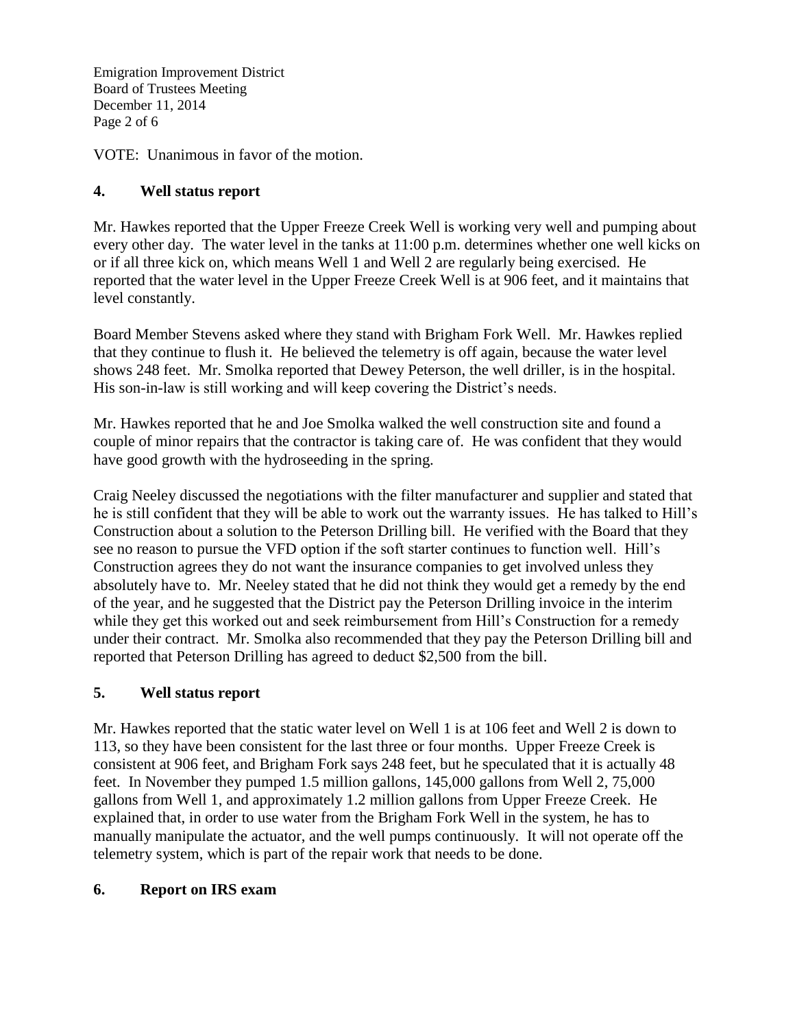VOTE: Unanimous in favor of the motion.

## 4. Well status report

Mr. Hawkes reported that the Upper Freeze Creek Well is working very well and pumping about every other day. The water level in the tanks at 11:00 p.m. determines whether one well kicks on or if all three kick on, which means Well 1 and Well 2 are regularly being exercised. He reported that the water level in the Upper Freeze Creek Well is at 906 feet, and it maintains that level constantly.

Board Member Stevens asked where they stand with Brigham Fork Well. Mr. Hawkes replied that they continue to flush it. He believed the telemetry is off again, because the water level shows 248 feet. Mr. Smolka reported that Dewey Peterson, the well driller, is in the hospital. His son-in-law is still working and will keep covering the District's needs.

Mr. Hawkes reported that he and Joe Smolka walked the well construction site and found a couple of minor repairs that the contractor is taking care of. He was confident that they would have good growth with the hydroseeding in the spring.

Craig Neeley discussed the negotiations with the filter manufacturer and supplier and stated that he is still confident that they will be able to work out the warranty issues. He has talked to Hill's Construction about a solution to the Peterson Drilling bill. He verified with the Board that they see no reason to pursue the VFD option if the soft starter continues to function well. Hill's Construction agrees they do not want the insurance companies to get involved unless they absolutely have to. Mr. Neeley stated that he did not think they would get a remedy by the end of the year, and he suggested that the District pay the Peterson Drilling invoice in the interim while they get this worked out and seek reimbursement from Hill's Construction for a remedy under their contract. Mr. Smolka also recommended that they pay the Peterson Drilling bill and reported that Peterson Drilling has agreed to deduct $2,500 from the bill.

## 5. Well status report

Mr. Hawkes reported that the static water level on Well 1 is at 106 feet and Well 2 is down to 113, so they have been consistent for the last three or four months. Upper Freeze Creek is consistent at 906 feet, and Brigham Fork says 248 feet, but he speculated that it is actually 48 feet. In November they pumped 1.5 million gallons, 145,000 gallons from Well 2, 75,000 gallons from Well 1, and approximately 1.2 million gallons from Upper Freeze Creek. He explained that, in order to use water from the Brigham Fork Well in the system, he has to manually manipulate the actuator, and the well pumps continuously. It will not operate off the telemetry system, which is part of the repair work that needs to be done.

## 6. Report on IRS exam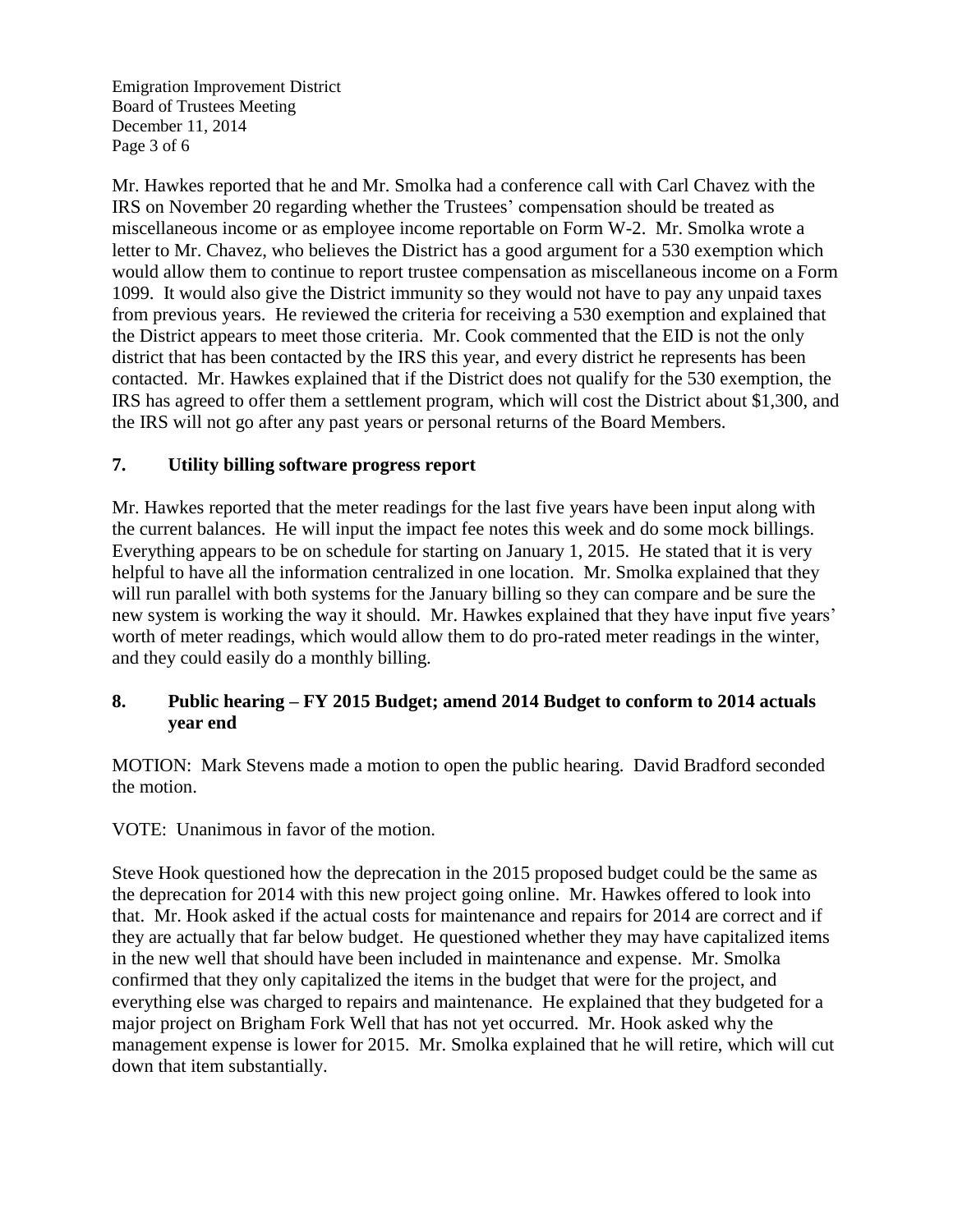Mr. Hawkes reported that he and Mr. Smolka had a conference call with Carl Chavez with the IRS on November 20 regarding whether the Trustees' compensation should be treated as miscellaneous income or as employee income reportable on Form W-2. Mr. Smolka wrote a letter to Mr. Chavez, who believes the District has a good argument for a 530 exemption which would allow them to continue to report trustee compensation as miscellaneous income on a Form 1099. It would also give the District immunity so they would not have to pay any unpaid taxes from previous years. He reviewed the criteria for receiving a 530 exemption and explained that the District appears to meet those criteria. Mr. Cook commented that the EID is not the only district that has been contacted by the IRS this year, and every district he represents has been contacted. Mr. Hawkes explained that if the District does not qualify for the 530 exemption, the IRS has agreed to offer them a settlement program, which will cost the District about $1,300, and the IRS will not go after any past years or personal returns of the Board Members.

## 7. Utility billing software progress report

Mr. Hawkes reported that the meter readings for the last five years have been input along with the current balances. He will input the impact fee notes this week and do some mock billings. Everything appears to be on schedule for starting on January 1, 2015. He stated that it is very helpful to have all the information centralized in one location. Mr. Smolka explained that they will run parallel with both systems for the January billing so they can compare and be sure the new system is working the way it should. Mr. Hawkes explained that they have input five years' worth of meter readings, which would allow them to do pro-rated meter readings in the winter, and they could easily do a monthly billing.

## 8. Public hearing – FY 2015 Budget; amend 2014 Budget to conform to 2014 actuals year end

MOTION: Mark Stevens made a motion to open the public hearing. David Bradford seconded the motion.

VOTE: Unanimous in favor of the motion.

Steve Hook questioned how the deprecation in the 2015 proposed budget could be the same as the deprecation for 2014 with this new project going online. Mr. Hawkes offered to look into that. Mr. Hook asked if the actual costs for maintenance and repairs for 2014 are correct and if they are actually that far below budget. He questioned whether they may have capitalized items in the new well that should have been included in maintenance and expense. Mr. Smolka confirmed that they only capitalized the items in the budget that were for the project, and everything else was charged to repairs and maintenance. He explained that they budgeted for a major project on Brigham Fork Well that has not yet occurred. Mr. Hook asked why the management expense is lower for 2015. Mr. Smolka explained that he will retire, which will cut down that item substantially.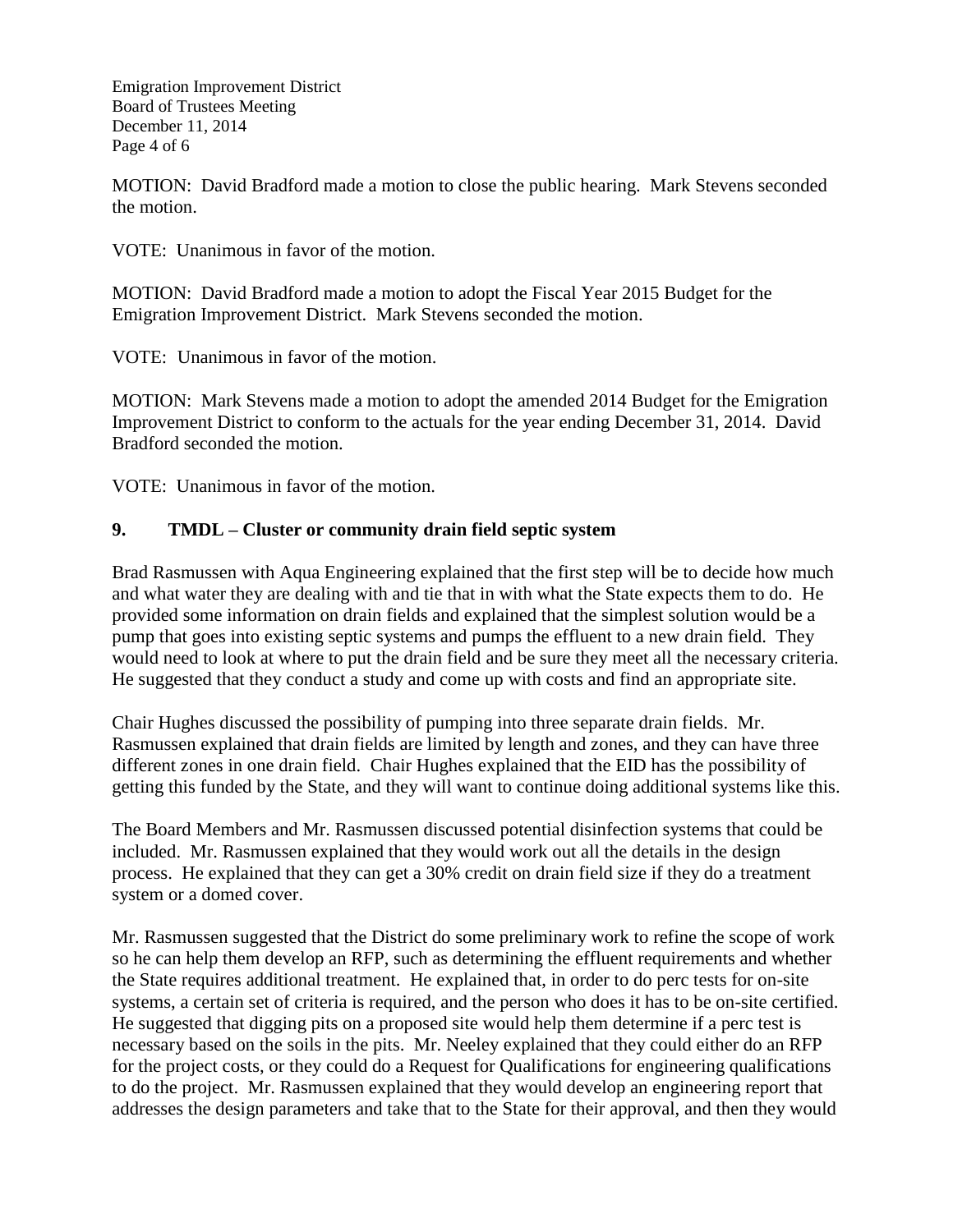MOTION: David Bradford made a motion to close the public hearing. Mark Stevens seconded the motion.

VOTE: Unanimous in favor of the motion.

MOTION: David Bradford made a motion to adopt the Fiscal Year 2015 Budget for the Emigration Improvement District. Mark Stevens seconded the motion.

VOTE: Unanimous in favor of the motion.

MOTION: Mark Stevens made a motion to adopt the amended 2014 Budget for the Emigration Improvement District to conform to the actuals for the year ending December 31, 2014. David Bradford seconded the motion.

VOTE: Unanimous in favor of the motion.

## 9. TMDL – Cluster or community drain field septic system

Brad Rasmussen with Aqua Engineering explained that the first step will be to decide how much and what water they are dealing with and tie that in with what the State expects them to do. He provided some information on drain fields and explained that the simplest solution would be a pump that goes into existing septic systems and pumps the effluent to a new drain field. They would need to look at where to put the drain field and be sure they meet all the necessary criteria. He suggested that they conduct a study and come up with costs and find an appropriate site.

Chair Hughes discussed the possibility of pumping into three separate drain fields. Mr. Rasmussen explained that drain fields are limited by length and zones, and they can have three different zones in one drain field. Chair Hughes explained that the EID has the possibility of getting this funded by the State, and they will want to continue doing additional systems like this.

The Board Members and Mr. Rasmussen discussed potential disinfection systems that could be included. Mr. Rasmussen explained that they would work out all the details in the design process. He explained that they can get a 30% credit on drain field size if they do a treatment system or a domed cover.

Mr. Rasmussen suggested that the District do some preliminary work to refine the scope of work so he can help them develop an RFP, such as determining the effluent requirements and whether the State requires additional treatment. He explained that, in order to do perc tests for on-site systems, a certain set of criteria is required, and the person who does it has to be on-site certified. He suggested that digging pits on a proposed site would help them determine if a perc test is necessary based on the soils in the pits. Mr. Neeley explained that they could either do an RFP for the project costs, or they could do a Request for Qualifications for engineering qualifications to do the project. Mr. Rasmussen explained that they would develop an engineering report that addresses the design parameters and take that to the State for their approval, and then they would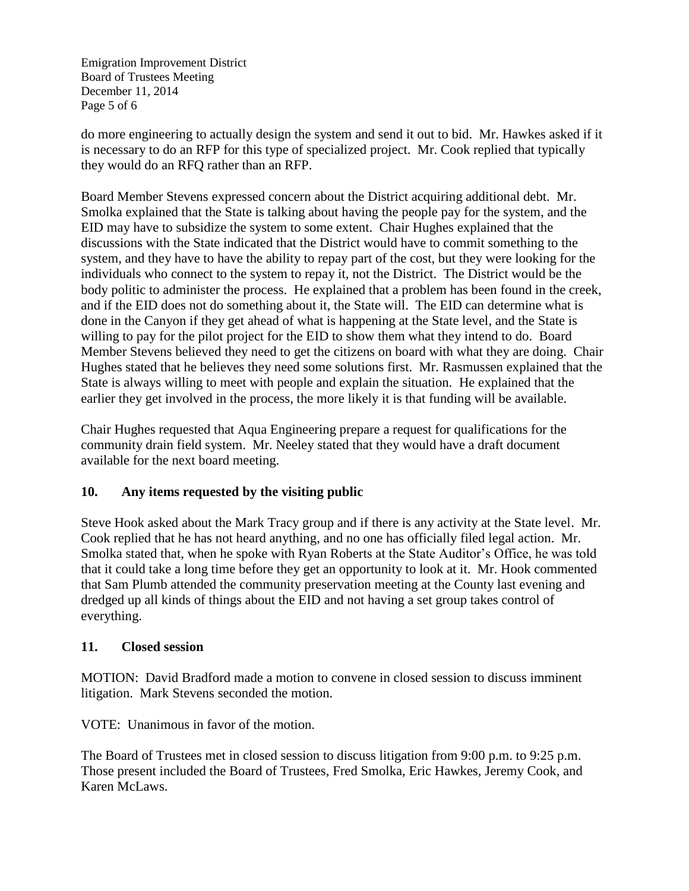do more engineering to actually design the system and send it out to bid. Mr. Hawkes asked if it is necessary to do an RFP for this type of specialized project. Mr. Cook replied that typically they would do an RFQ rather than an RFP.

Board Member Stevens expressed concern about the District acquiring additional debt. Mr. Smolka explained that the State is talking about having the people pay for the system, and the EID may have to subsidize the system to some extent. Chair Hughes explained that the discussions with the State indicated that the District would have to commit something to the system, and they have to have the ability to repay part of the cost, but they were looking for the individuals who connect to the system to repay it, not the District. The District would be the body politic to administer the process. He explained that a problem has been found in the creek, and if the EID does not do something about it, the State will. The EID can determine what is done in the Canyon if they get ahead of what is happening at the State level, and the State is willing to pay for the pilot project for the EID to show them what they intend to do. Board Member Stevens believed they need to get the citizens on board with what they are doing. Chair Hughes stated that he believes they need some solutions first. Mr. Rasmussen explained that the State is always willing to meet with people and explain the situation. He explained that the earlier they get involved in the process, the more likely it is that funding will be available.

Chair Hughes requested that Aqua Engineering prepare a request for qualifications for the community drain field system. Mr. Neeley stated that they would have a draft document available for the next board meeting.

## 10. Any items requested by the visiting public

Steve Hook asked about the Mark Tracy group and if there is any activity at the State level. Mr. Cook replied that he has not heard anything, and no one has officially filed legal action. Mr. Smolka stated that, when he spoke with Ryan Roberts at the State Auditor's Office, he was told that it could take a long time before they get an opportunity to look at it. Mr. Hook commented that Sam Plumb attended the community preservation meeting at the County last evening and dredged up all kinds of things about the EID and not having a set group takes control of everything.

## 11. Closed session

MOTION: David Bradford made a motion to convene in closed session to discuss imminent litigation. Mark Stevens seconded the motion.

VOTE: Unanimous in favor of the motion.

The Board of Trustees met in closed session to discuss litigation from 9:00 p.m. to 9:25 p.m. Those present included the Board of Trustees, Fred Smolka, Eric Hawkes, Jeremy Cook, and Karen McLaws.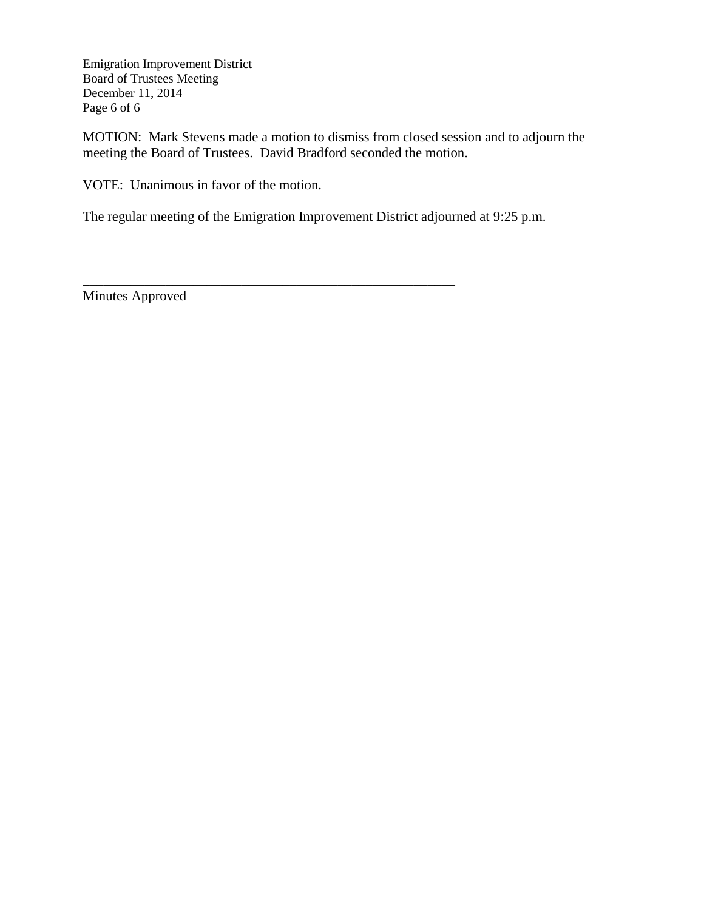MOTION: Mark Stevens made a motion to dismiss from closed session and to adjourn the meeting the Board of Trustees. David Bradford seconded the motion.

VOTE: Unanimous in favor of the motion.

The regular meeting of the Emigration Improvement District adjourned at 9:25 p.m.

\_\_\_\_\_\_\_\_\_\_\_\_\_\_\_\_\_\_\_\_\_\_\_\_\_\_\_\_\_\_\_\_\_\_\_\_\_\_\_\_\_\_\_\_\_\_\_\_\_\_\_\_\_\_

Minutes Approved